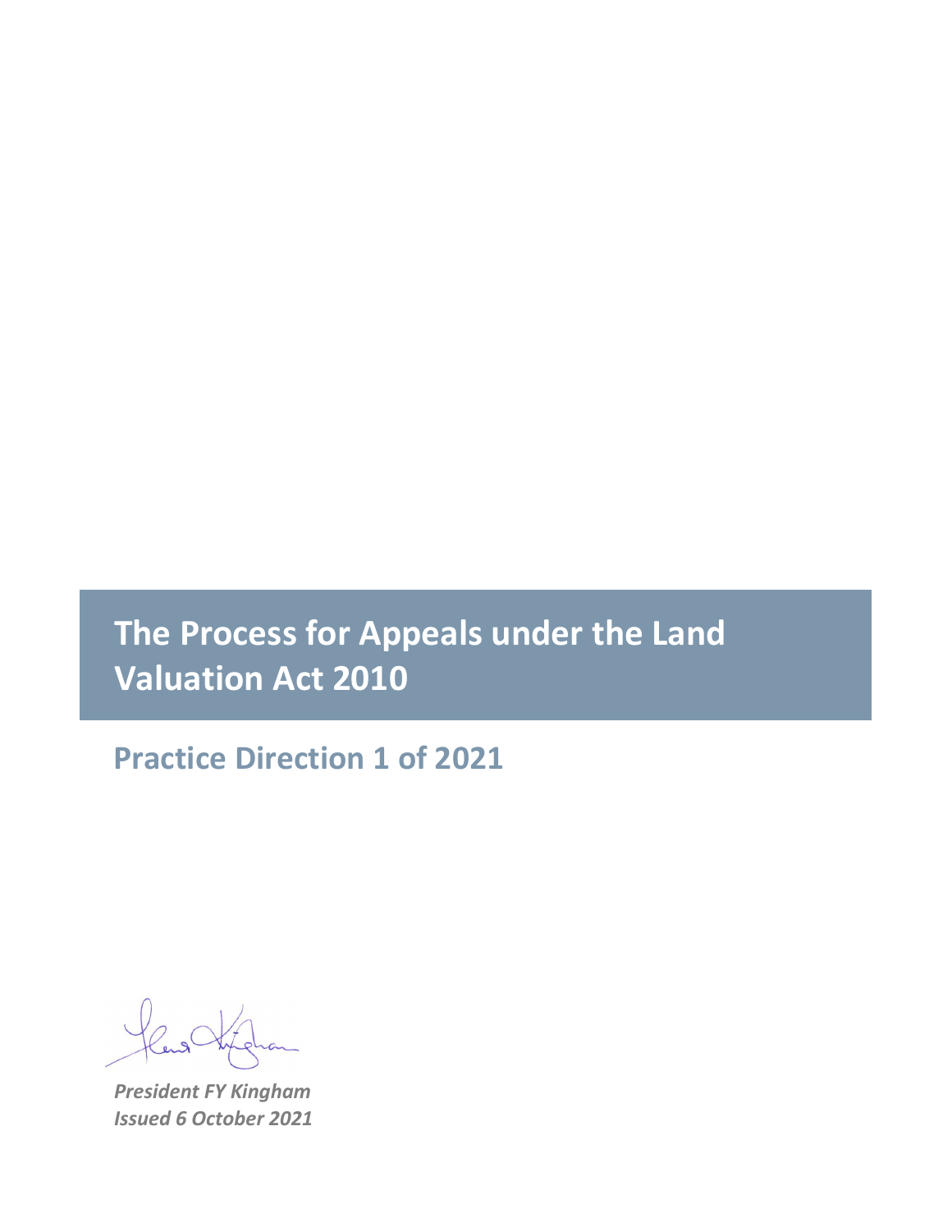# The Process for Appeals under the Land Valuation Act 2010

## Practice Direction 1 of 2021

*President FY Kingham*
*Issued 6 October 2021*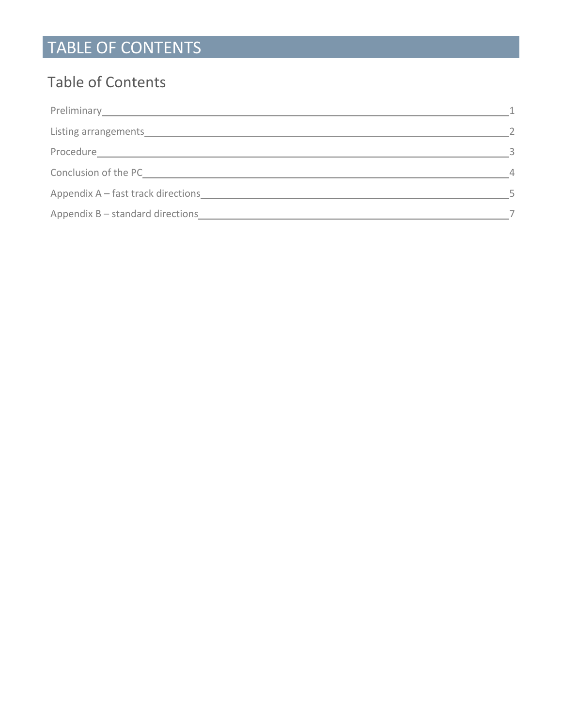# TABLE OF CONTENTS

## Table of Contents

| | |
|---|---|
| Preliminary | 1 |
| Listing arrangements | 2 |
| Procedure | 3 |
| Conclusion of the PC | 4 |
| Appendix A – fast track directions | 5 |
| Appendix B – standard directions | 7 |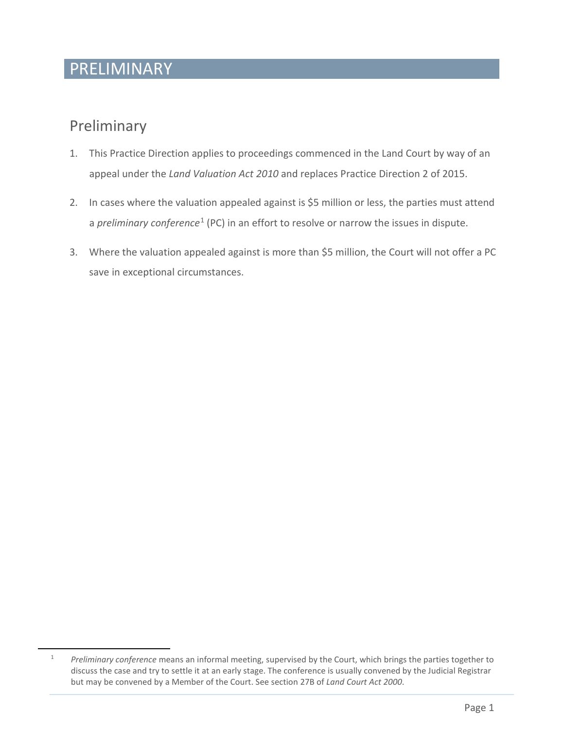# PRELIMINARY

## Preliminary

1. This Practice Direction applies to proceedings commenced in the Land Court by way of an appeal under the *Land Valuation Act 2010* and replaces Practice Direction 2 of 2015.

2. In cases where the valuation appealed against is $5 million or less, the parties must attend a *preliminary conference*[1] (PC) in an effort to resolve or narrow the issues in dispute.

3. Where the valuation appealed against is more than $5 million, the Court will not offer a PC save in exceptional circumstances.

---

[1] *Preliminary conference* means an informal meeting, supervised by the Court, which brings the parties together to discuss the case and try to settle it at an early stage. The conference is usually convened by the Judicial Registrar but may be convened by a Member of the Court. See section 27B of *Land Court Act 2000*.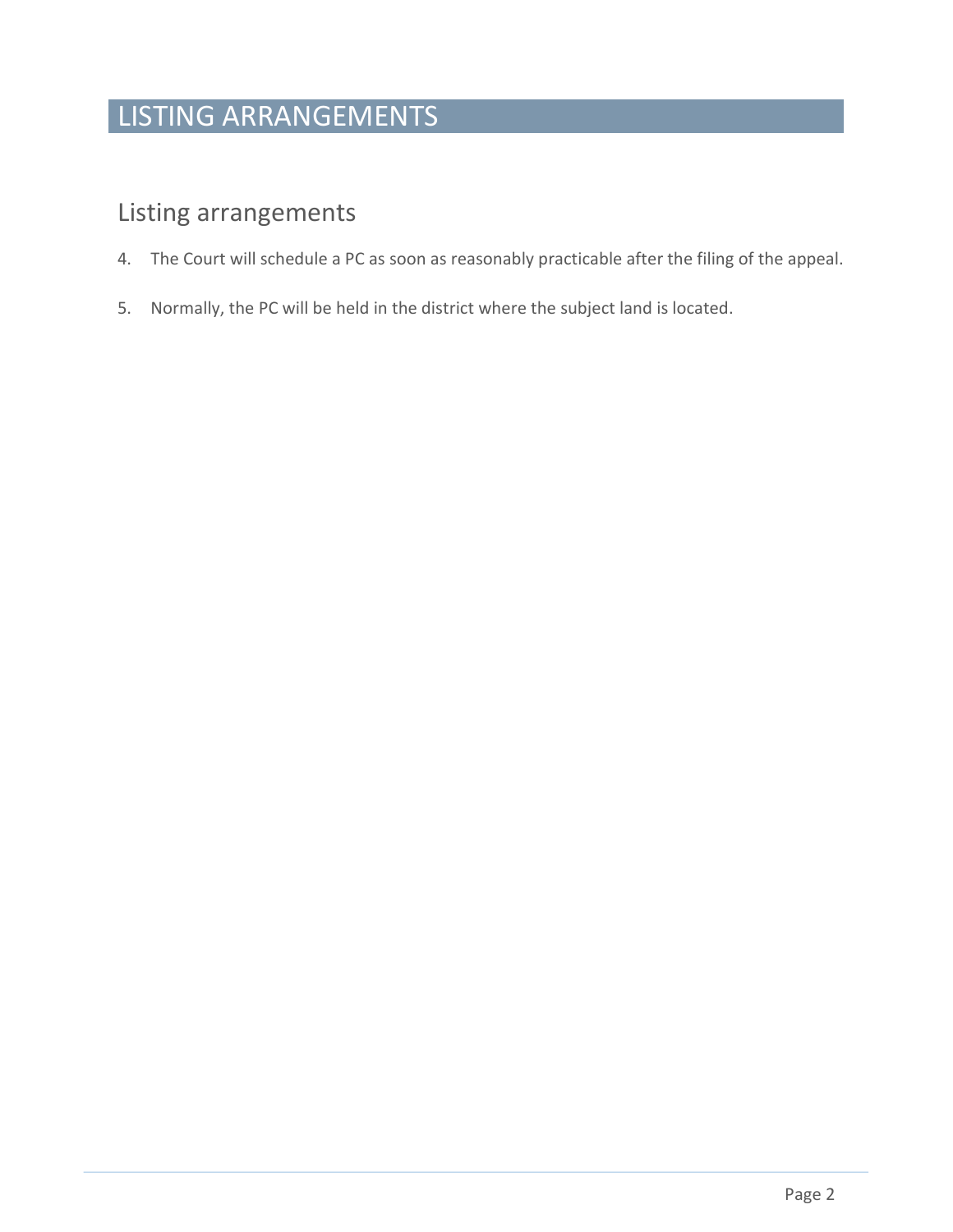# LISTING ARRANGEMENTS

## Listing arrangements

4. The Court will schedule a PC as soon as reasonably practicable after the filing of the appeal.

5. Normally, the PC will be held in the district where the subject land is located.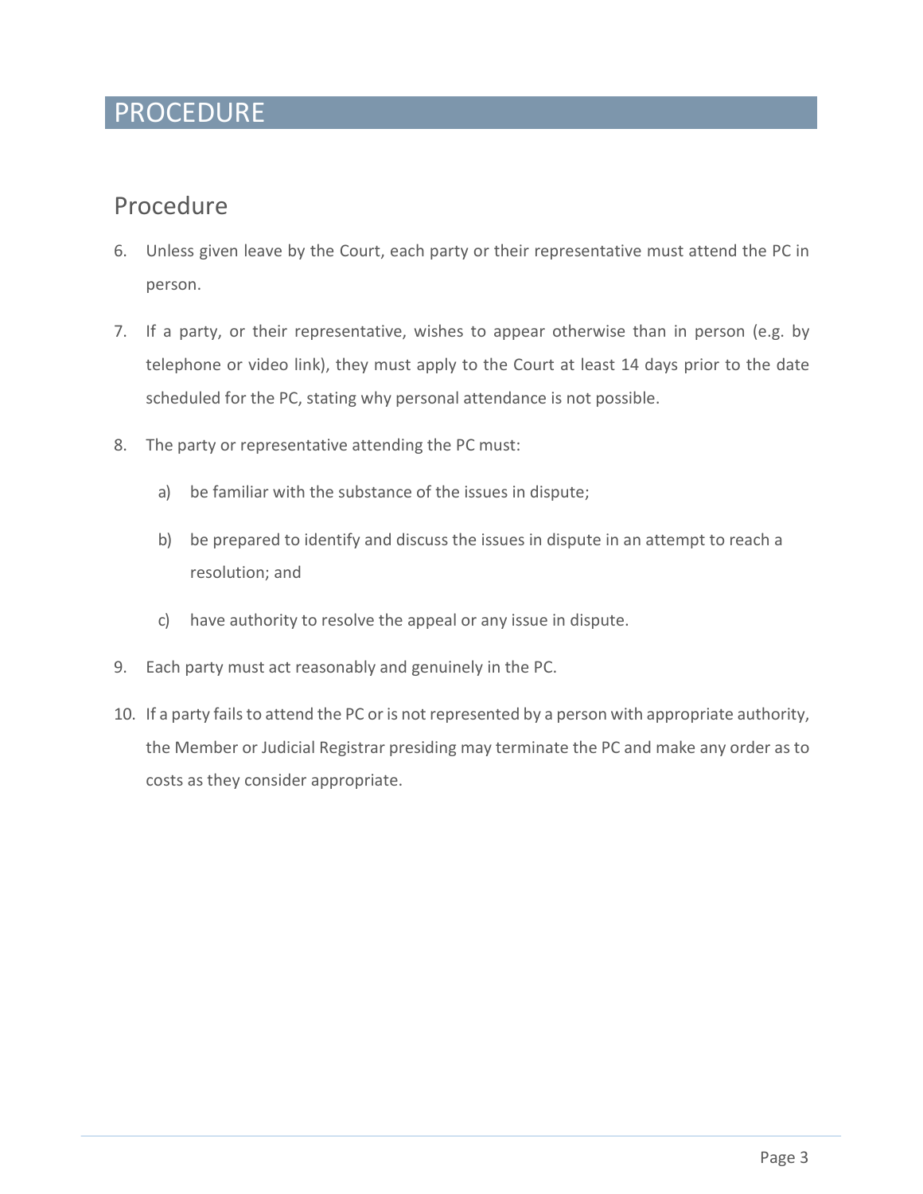# PROCEDURE

## Procedure

6. Unless given leave by the Court, each party or their representative must attend the PC in person.

7. If a party, or their representative, wishes to appear otherwise than in person (e.g. by telephone or video link), they must apply to the Court at least 14 days prior to the date scheduled for the PC, stating why personal attendance is not possible.

8. The party or representative attending the PC must:

   a) be familiar with the substance of the issues in dispute;

   b) be prepared to identify and discuss the issues in dispute in an attempt to reach a resolution; and

   c) have authority to resolve the appeal or any issue in dispute.

9. Each party must act reasonably and genuinely in the PC.

10. If a party fails to attend the PC or is not represented by a person with appropriate authority, the Member or Judicial Registrar presiding may terminate the PC and make any order as to costs as they consider appropriate.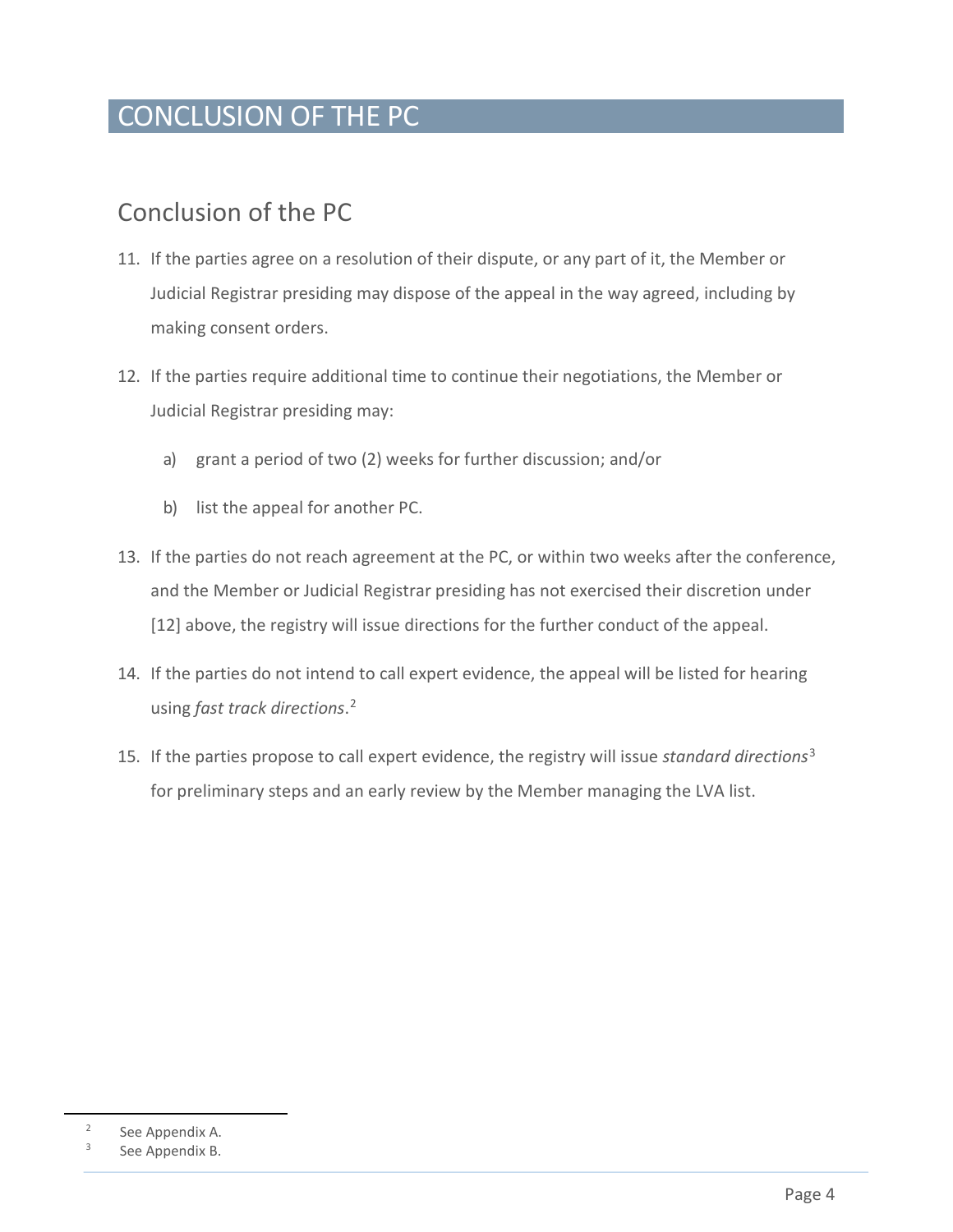# CONCLUSION OF THE PC

## Conclusion of the PC

11. If the parties agree on a resolution of their dispute, or any part of it, the Member or Judicial Registrar presiding may dispose of the appeal in the way agreed, including by making consent orders.

12. If the parties require additional time to continue their negotiations, the Member or Judicial Registrar presiding may:

    a) grant a period of two (2) weeks for further discussion; and/or

    b) list the appeal for another PC.

13. If the parties do not reach agreement at the PC, or within two weeks after the conference, and the Member or Judicial Registrar presiding has not exercised their discretion under [12] above, the registry will issue directions for the further conduct of the appeal.

14. If the parties do not intend to call expert evidence, the appeal will be listed for hearing using *fast track directions*.[2]

15. If the parties propose to call expert evidence, the registry will issue *standard directions*[3] for preliminary steps and an early review by the Member managing the LVA list.

---

[2] See Appendix A.

[3] See Appendix B.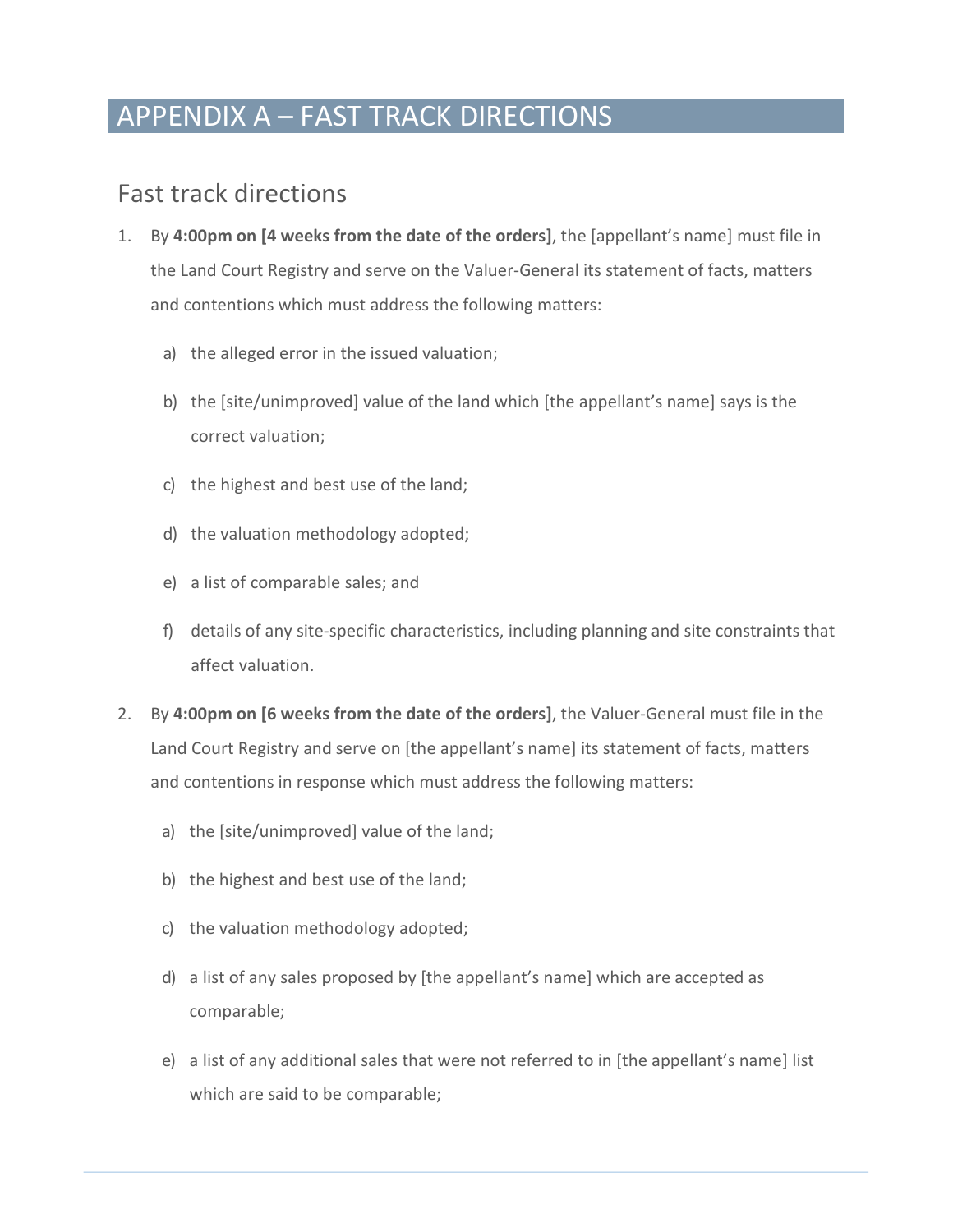# APPENDIX A – FAST TRACK DIRECTIONS

## Fast track directions

1. By **4:00pm on [4 weeks from the date of the orders]**, the [appellant's name] must file in the Land Court Registry and serve on the Valuer-General its statement of facts, matters and contentions which must address the following matters:

   a) the alleged error in the issued valuation;

   b) the [site/unimproved] value of the land which [the appellant's name] says is the correct valuation;

   c) the highest and best use of the land;

   d) the valuation methodology adopted;

   e) a list of comparable sales; and

   f) details of any site-specific characteristics, including planning and site constraints that affect valuation.

2. By **4:00pm on [6 weeks from the date of the orders]**, the Valuer-General must file in the Land Court Registry and serve on [the appellant's name] its statement of facts, matters and contentions in response which must address the following matters:

   a) the [site/unimproved] value of the land;

   b) the highest and best use of the land;

   c) the valuation methodology adopted;

   d) a list of any sales proposed by [the appellant's name] which are accepted as comparable;

   e) a list of any additional sales that were not referred to in [the appellant's name] list which are said to be comparable;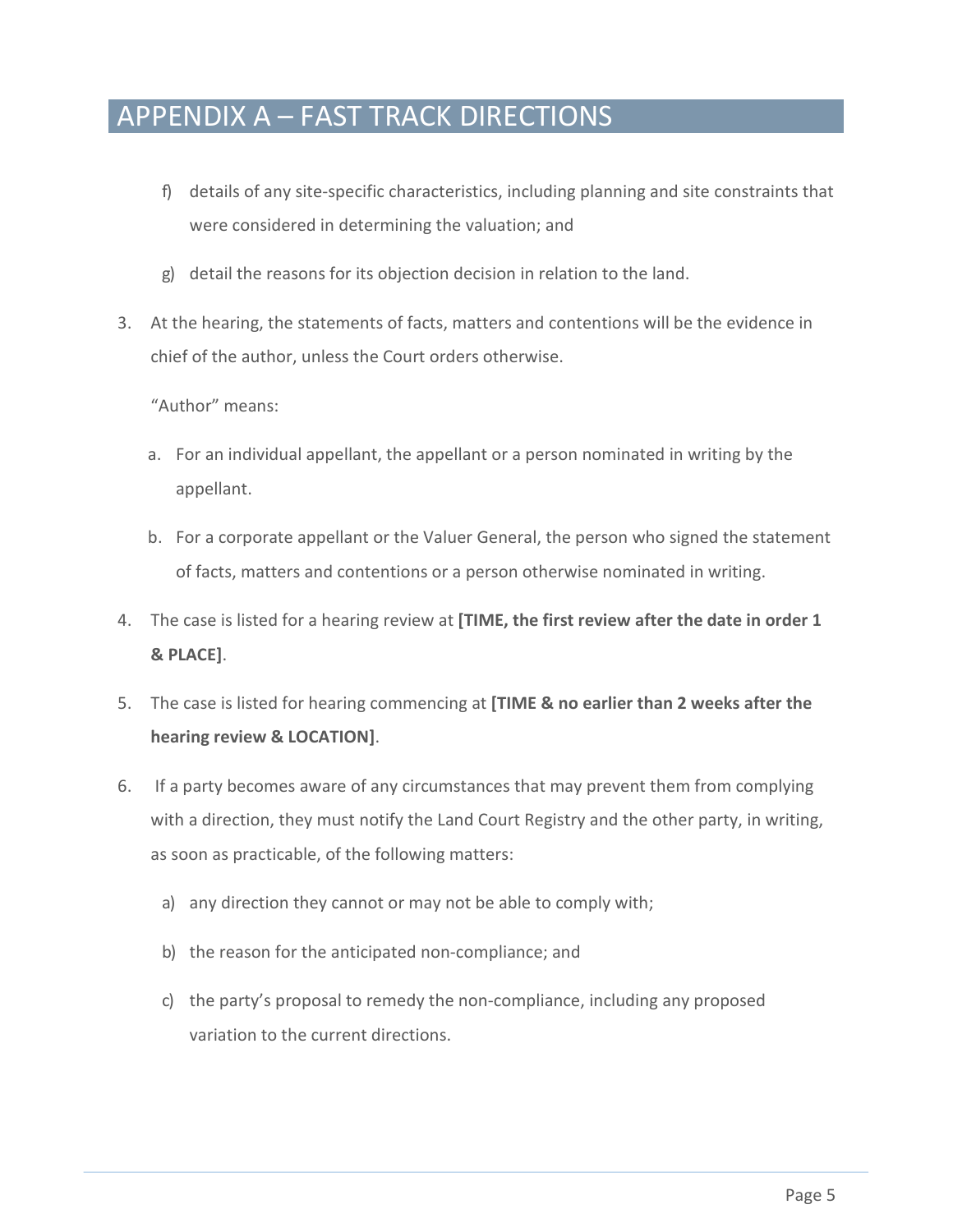# APPENDIX A – FAST TRACK DIRECTIONS

f) details of any site-specific characteristics, including planning and site constraints that were considered in determining the valuation; and

g) detail the reasons for its objection decision in relation to the land.

3. At the hearing, the statements of facts, matters and contentions will be the evidence in chief of the author, unless the Court orders otherwise.

   "Author" means:

   a. For an individual appellant, the appellant or a person nominated in writing by the appellant.

   b. For a corporate appellant or the Valuer General, the person who signed the statement of facts, matters and contentions or a person otherwise nominated in writing.

4. The case is listed for a hearing review at **[TIME, the first review after the date in order 1 & PLACE]**.

5. The case is listed for hearing commencing at **[TIME & no earlier than 2 weeks after the hearing review & LOCATION]**.

6. If a party becomes aware of any circumstances that may prevent them from complying with a direction, they must notify the Land Court Registry and the other party, in writing, as soon as practicable, of the following matters:

   a) any direction they cannot or may not be able to comply with;

   b) the reason for the anticipated non-compliance; and

   c) the party's proposal to remedy the non-compliance, including any proposed variation to the current directions.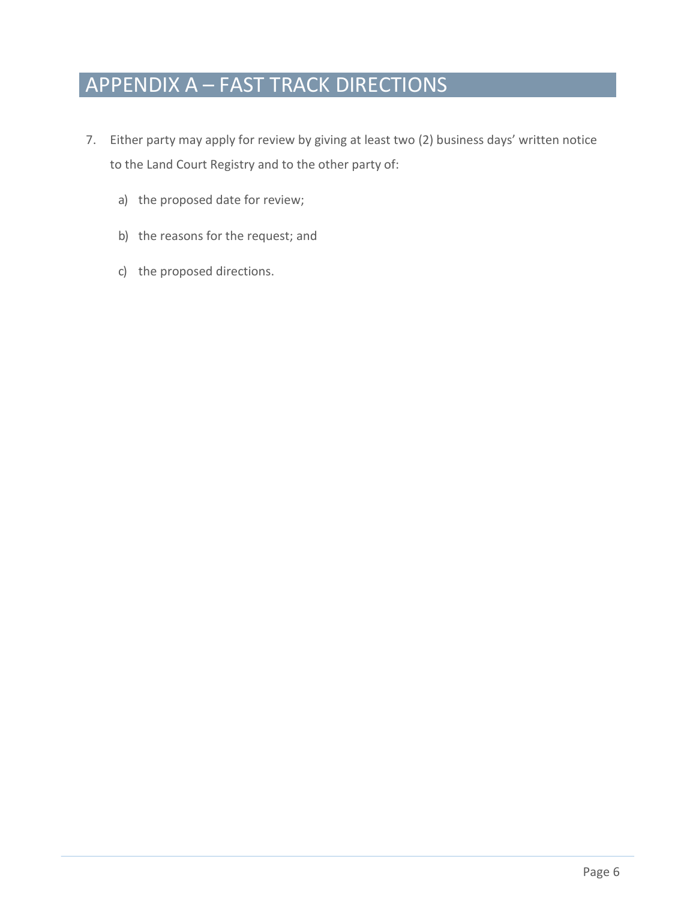# APPENDIX A – FAST TRACK DIRECTIONS

7. Either party may apply for review by giving at least two (2) business days' written notice to the Land Court Registry and to the other party of:

   a) the proposed date for review;

   b) the reasons for the request; and

   c) the proposed directions.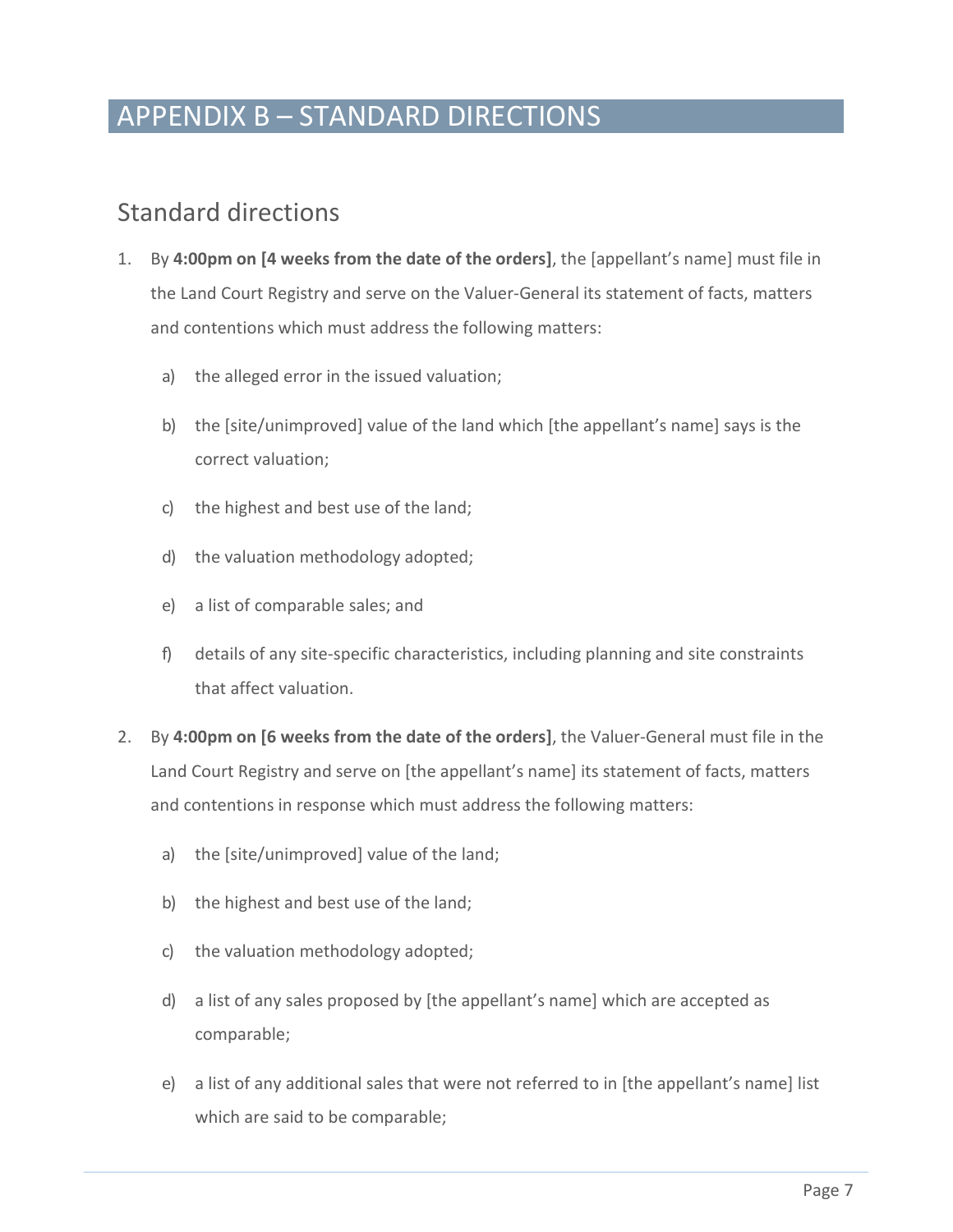# APPENDIX B – STANDARD DIRECTIONS

## Standard directions

1. By **4:00pm on [4 weeks from the date of the orders]**, the [appellant's name] must file in the Land Court Registry and serve on the Valuer-General its statement of facts, matters and contentions which must address the following matters:

   a) the alleged error in the issued valuation;

   b) the [site/unimproved] value of the land which [the appellant's name] says is the correct valuation;

   c) the highest and best use of the land;

   d) the valuation methodology adopted;

   e) a list of comparable sales; and

   f) details of any site-specific characteristics, including planning and site constraints that affect valuation.

2. By **4:00pm on [6 weeks from the date of the orders]**, the Valuer-General must file in the Land Court Registry and serve on [the appellant's name] its statement of facts, matters and contentions in response which must address the following matters:

   a) the [site/unimproved] value of the land;

   b) the highest and best use of the land;

   c) the valuation methodology adopted;

   d) a list of any sales proposed by [the appellant's name] which are accepted as comparable;

   e) a list of any additional sales that were not referred to in [the appellant's name] list which are said to be comparable;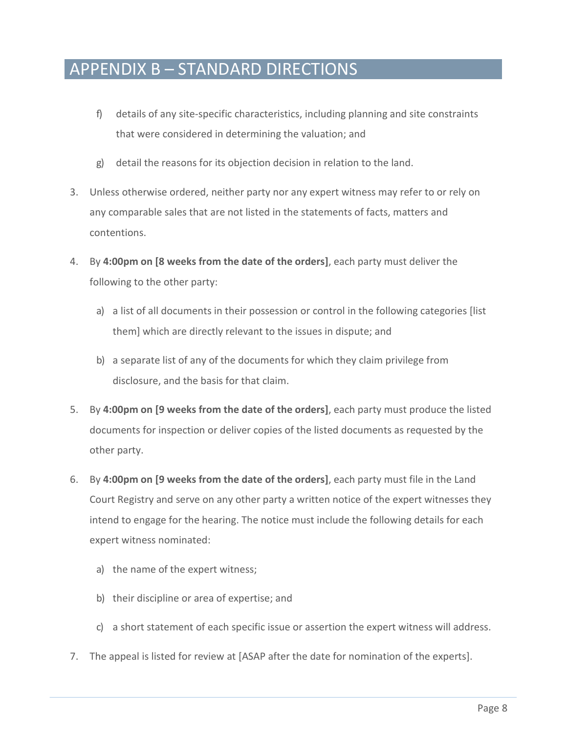# APPENDIX B – STANDARD DIRECTIONS

   f) details of any site-specific characteristics, including planning and site constraints that were considered in determining the valuation; and

   g) detail the reasons for its objection decision in relation to the land.

3. Unless otherwise ordered, neither party nor any expert witness may refer to or rely on any comparable sales that are not listed in the statements of facts, matters and contentions.

4. By **4:00pm on [8 weeks from the date of the orders]**, each party must deliver the following to the other party:

   a) a list of all documents in their possession or control in the following categories [list them] which are directly relevant to the issues in dispute; and

   b) a separate list of any of the documents for which they claim privilege from disclosure, and the basis for that claim.

5. By **4:00pm on [9 weeks from the date of the orders]**, each party must produce the listed documents for inspection or deliver copies of the listed documents as requested by the other party.

6. By **4:00pm on [9 weeks from the date of the orders]**, each party must file in the Land Court Registry and serve on any other party a written notice of the expert witnesses they intend to engage for the hearing. The notice must include the following details for each expert witness nominated:

   a) the name of the expert witness;

   b) their discipline or area of expertise; and

   c) a short statement of each specific issue or assertion the expert witness will address.

7. The appeal is listed for review at [ASAP after the date for nomination of the experts].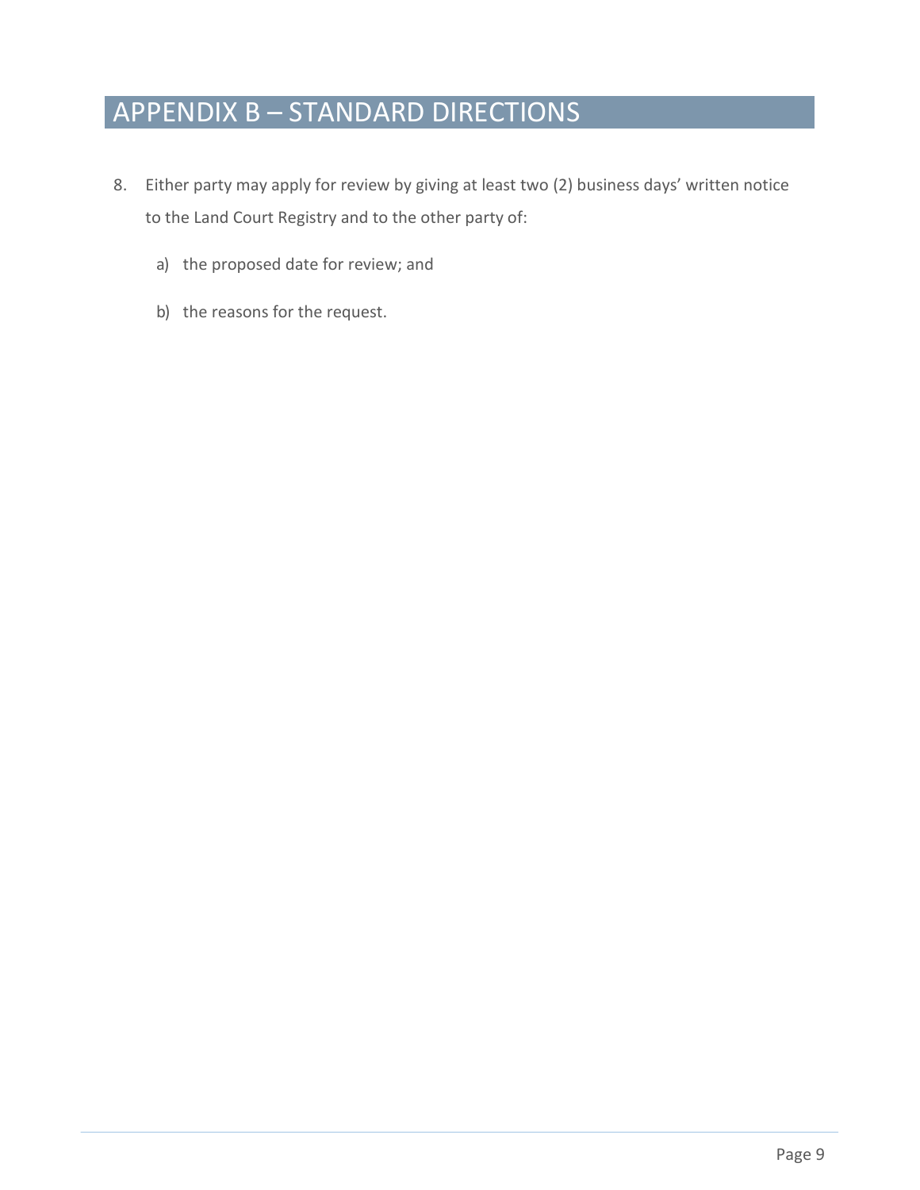# APPENDIX B – STANDARD DIRECTIONS

8. Either party may apply for review by giving at least two (2) business days' written notice to the Land Court Registry and to the other party of:

   a) the proposed date for review; and

   b) the reasons for the request.